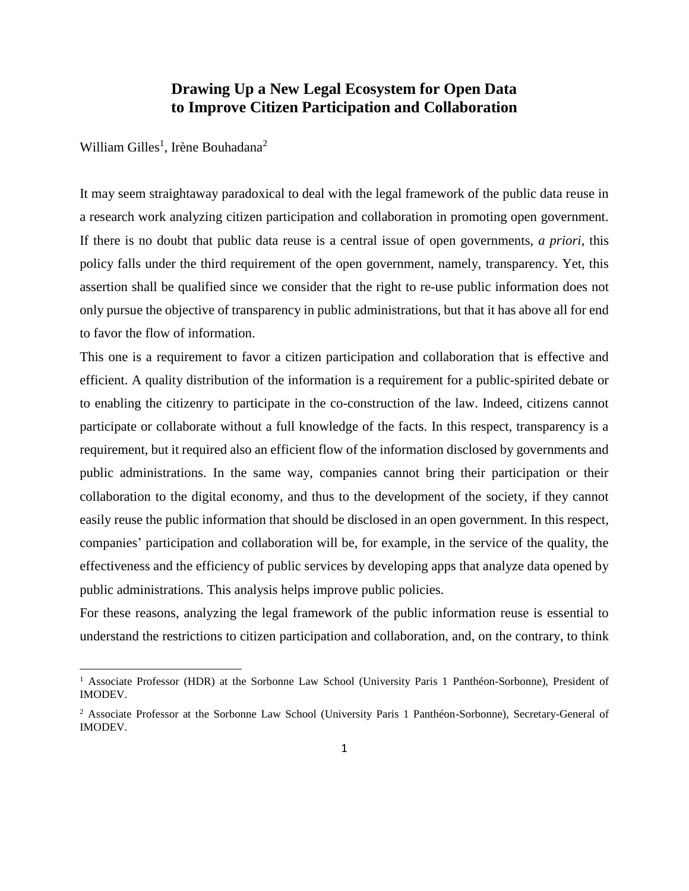# Drawing Up a New Legal Ecosystem for Open Data to Improve Citizen Participation and Collaboration

William Gilles[1], Irène Bouhadana[2]

It may seem straightaway paradoxical to deal with the legal framework of the public data reuse in a research work analyzing citizen participation and collaboration in promoting open government. If there is no doubt that public data reuse is a central issue of open governments, *a priori*, this policy falls under the third requirement of the open government, namely, transparency. Yet, this assertion shall be qualified since we consider that the right to re-use public information does not only pursue the objective of transparency in public administrations, but that it has above all for end to favor the flow of information.

This one is a requirement to favor a citizen participation and collaboration that is effective and efficient. A quality distribution of the information is a requirement for a public-spirited debate or to enabling the citizenry to participate in the co-construction of the law. Indeed, citizens cannot participate or collaborate without a full knowledge of the facts. In this respect, transparency is a requirement, but it required also an efficient flow of the information disclosed by governments and public administrations. In the same way, companies cannot bring their participation or their collaboration to the digital economy, and thus to the development of the society, if they cannot easily reuse the public information that should be disclosed in an open government. In this respect, companies' participation and collaboration will be, for example, in the service of the quality, the effectiveness and the efficiency of public services by developing apps that analyze data opened by public administrations. This analysis helps improve public policies.

For these reasons, analyzing the legal framework of the public information reuse is essential to understand the restrictions to citizen participation and collaboration, and, on the contrary, to think

---

[1] Associate Professor (HDR) at the Sorbonne Law School (University Paris 1 Panthéon-Sorbonne), President of IMODEV.

[2] Associate Professor at the Sorbonne Law School (University Paris 1 Panthéon-Sorbonne), Secretary-General of IMODEV.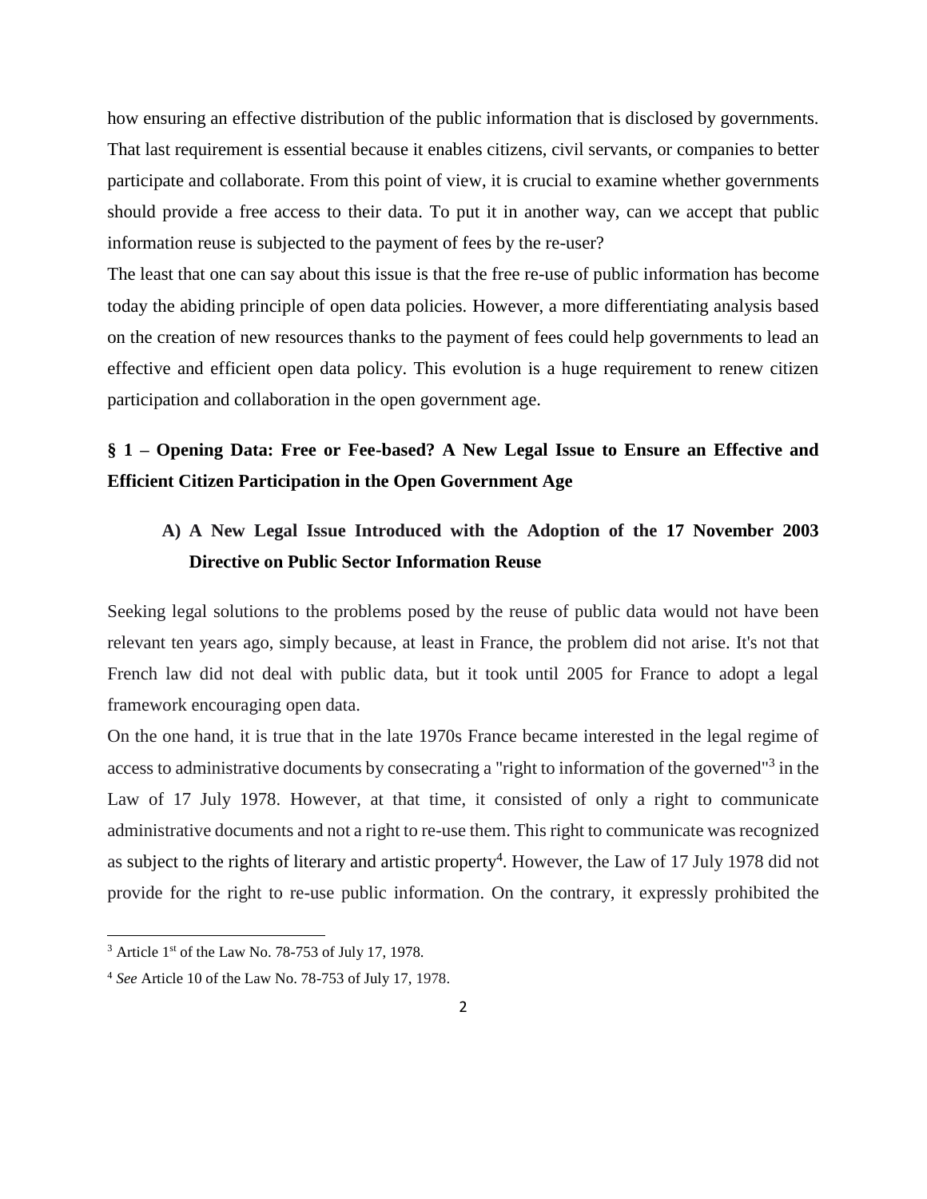how ensuring an effective distribution of the public information that is disclosed by governments. That last requirement is essential because it enables citizens, civil servants, or companies to better participate and collaborate. From this point of view, it is crucial to examine whether governments should provide a free access to their data. To put it in another way, can we accept that public information reuse is subjected to the payment of fees by the re-user?

The least that one can say about this issue is that the free re-use of public information has become today the abiding principle of open data policies. However, a more differentiating analysis based on the creation of new resources thanks to the payment of fees could help governments to lead an effective and efficient open data policy. This evolution is a huge requirement to renew citizen participation and collaboration in the open government age.

## § 1 – Opening Data: Free or Fee-based? A New Legal Issue to Ensure an Effective and Efficient Citizen Participation in the Open Government Age

### A) A New Legal Issue Introduced with the Adoption of the 17 November 2003 Directive on Public Sector Information Reuse

Seeking legal solutions to the problems posed by the reuse of public data would not have been relevant ten years ago, simply because, at least in France, the problem did not arise. It's not that French law did not deal with public data, but it took until 2005 for France to adopt a legal framework encouraging open data.

On the one hand, it is true that in the late 1970s France became interested in the legal regime of access to administrative documents by consecrating a "right to information of the governed"[3] in the Law of 17 July 1978. However, at that time, it consisted of only a right to communicate administrative documents and not a right to re-use them. This right to communicate was recognized as subject to the rights of literary and artistic property[4]. However, the Law of 17 July 1978 did not provide for the right to re-use public information. On the contrary, it expressly prohibited the

---

[3] Article 1st of the Law No. 78-753 of July 17, 1978.

[4] *See* Article 10 of the Law No. 78-753 of July 17, 1978.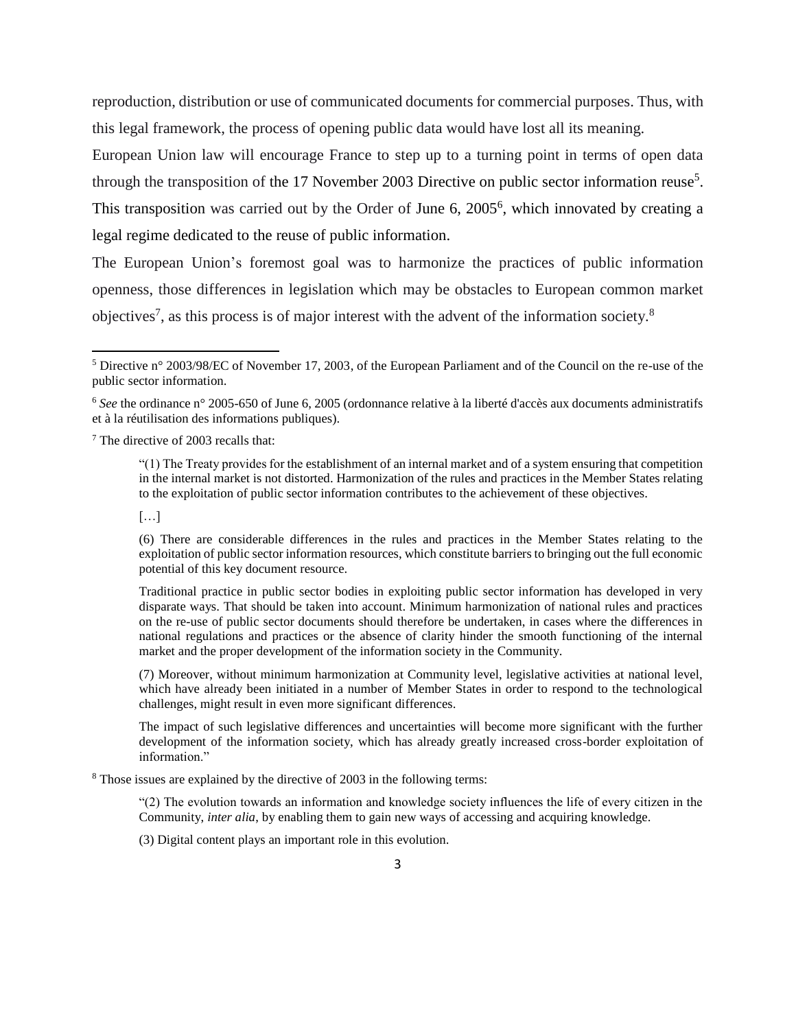reproduction, distribution or use of communicated documents for commercial purposes. Thus, with this legal framework, the process of opening public data would have lost all its meaning.

European Union law will encourage France to step up to a turning point in terms of open data through the transposition of the 17 November 2003 Directive on public sector information reuse[5]. This transposition was carried out by the Order of June 6, 2005[6], which innovated by creating a legal regime dedicated to the reuse of public information.

The European Union's foremost goal was to harmonize the practices of public information openness, those differences in legislation which may be obstacles to European common market objectives[7], as this process is of major interest with the advent of the information society.[8]

---

[5] Directive n° 2003/98/EC of November 17, 2003, of the European Parliament and of the Council on the re-use of the public sector information.

[6] *See* the ordinance n° 2005-650 of June 6, 2005 (ordonnance relative à la liberté d'accès aux documents administratifs et à la réutilisation des informations publiques).

[7] The directive of 2003 recalls that:

> "(1) The Treaty provides for the establishment of an internal market and of a system ensuring that competition in the internal market is not distorted. Harmonization of the rules and practices in the Member States relating to the exploitation of public sector information contributes to the achievement of these objectives.
>
> […]
>
> (6) There are considerable differences in the rules and practices in the Member States relating to the exploitation of public sector information resources, which constitute barriers to bringing out the full economic potential of this key document resource.
>
> Traditional practice in public sector bodies in exploiting public sector information has developed in very disparate ways. That should be taken into account. Minimum harmonization of national rules and practices on the re-use of public sector documents should therefore be undertaken, in cases where the differences in national regulations and practices or the absence of clarity hinder the smooth functioning of the internal market and the proper development of the information society in the Community.
>
> (7) Moreover, without minimum harmonization at Community level, legislative activities at national level, which have already been initiated in a number of Member States in order to respond to the technological challenges, might result in even more significant differences.
>
> The impact of such legislative differences and uncertainties will become more significant with the further development of the information society, which has already greatly increased cross-border exploitation of information."

[8] Those issues are explained by the directive of 2003 in the following terms:

> "(2) The evolution towards an information and knowledge society influences the life of every citizen in the Community, *inter alia*, by enabling them to gain new ways of accessing and acquiring knowledge.
>
> (3) Digital content plays an important role in this evolution.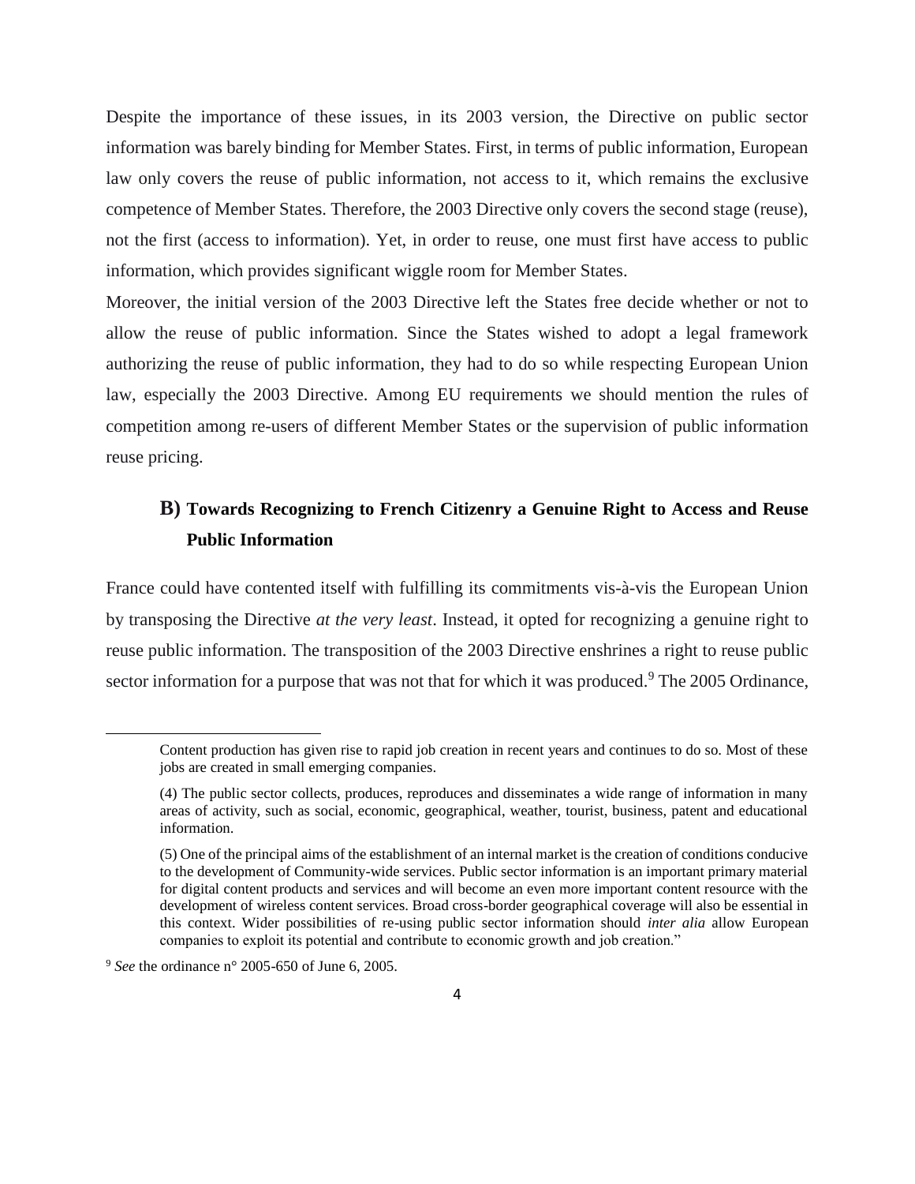Despite the importance of these issues, in its 2003 version, the Directive on public sector information was barely binding for Member States. First, in terms of public information, European law only covers the reuse of public information, not access to it, which remains the exclusive competence of Member States. Therefore, the 2003 Directive only covers the second stage (reuse), not the first (access to information). Yet, in order to reuse, one must first have access to public information, which provides significant wiggle room for Member States.

Moreover, the initial version of the 2003 Directive left the States free decide whether or not to allow the reuse of public information. Since the States wished to adopt a legal framework authorizing the reuse of public information, they had to do so while respecting European Union law, especially the 2003 Directive. Among EU requirements we should mention the rules of competition among re-users of different Member States or the supervision of public information reuse pricing.

## B) Towards Recognizing to French Citizenry a Genuine Right to Access and Reuse Public Information

France could have contented itself with fulfilling its commitments vis-à-vis the European Union by transposing the Directive *at the very least*. Instead, it opted for recognizing a genuine right to reuse public information. The transposition of the 2003 Directive enshrines a right to reuse public sector information for a purpose that was not that for which it was produced.[9] The 2005 Ordinance,

---

Content production has given rise to rapid job creation in recent years and continues to do so. Most of these jobs are created in small emerging companies.

(4) The public sector collects, produces, reproduces and disseminates a wide range of information in many areas of activity, such as social, economic, geographical, weather, tourist, business, patent and educational information.

(5) One of the principal aims of the establishment of an internal market is the creation of conditions conducive to the development of Community-wide services. Public sector information is an important primary material for digital content products and services and will become an even more important content resource with the development of wireless content services. Broad cross-border geographical coverage will also be essential in this context. Wider possibilities of re-using public sector information should *inter alia* allow European companies to exploit its potential and contribute to economic growth and job creation."

[9] *See* the ordinance n° 2005-650 of June 6, 2005.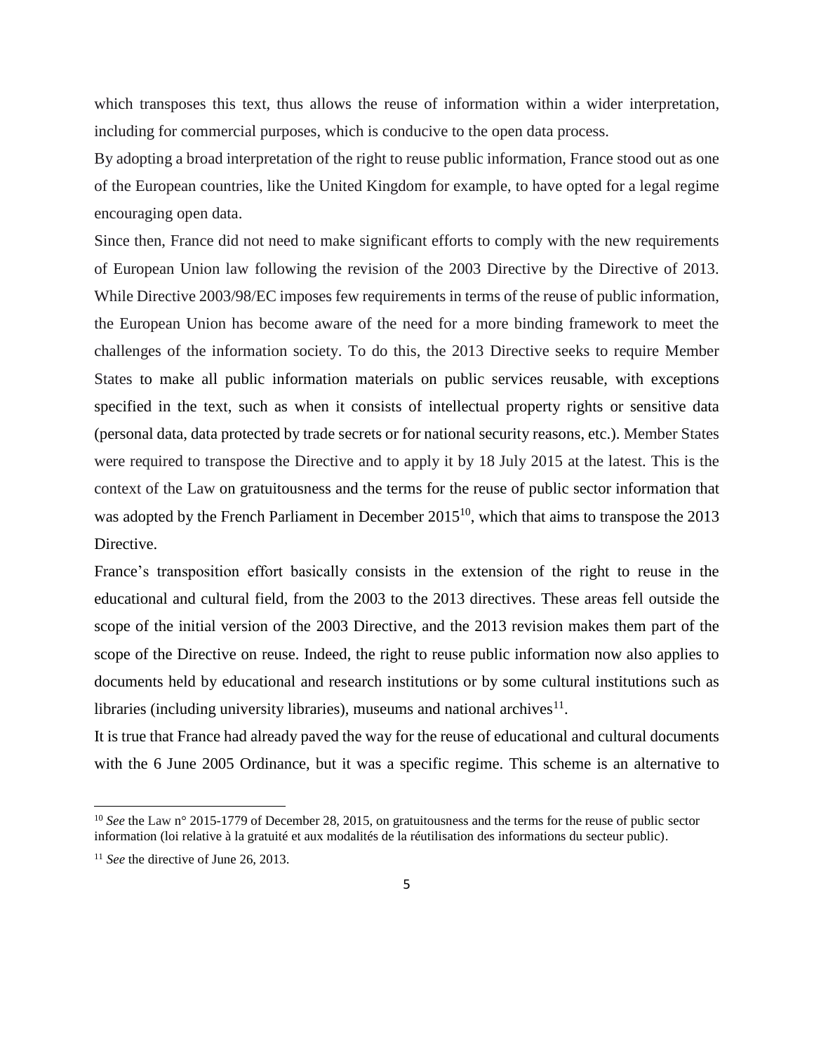which transposes this text, thus allows the reuse of information within a wider interpretation, including for commercial purposes, which is conducive to the open data process.

By adopting a broad interpretation of the right to reuse public information, France stood out as one of the European countries, like the United Kingdom for example, to have opted for a legal regime encouraging open data.

Since then, France did not need to make significant efforts to comply with the new requirements of European Union law following the revision of the 2003 Directive by the Directive of 2013. While Directive 2003/98/EC imposes few requirements in terms of the reuse of public information, the European Union has become aware of the need for a more binding framework to meet the challenges of the information society. To do this, the 2013 Directive seeks to require Member States to make all public information materials on public services reusable, with exceptions specified in the text, such as when it consists of intellectual property rights or sensitive data (personal data, data protected by trade secrets or for national security reasons, etc.). Member States were required to transpose the Directive and to apply it by 18 July 2015 at the latest. This is the context of the Law on gratuitousness and the terms for the reuse of public sector information that was adopted by the French Parliament in December 2015[10], which that aims to transpose the 2013 Directive.

France's transposition effort basically consists in the extension of the right to reuse in the educational and cultural field, from the 2003 to the 2013 directives. These areas fell outside the scope of the initial version of the 2003 Directive, and the 2013 revision makes them part of the scope of the Directive on reuse. Indeed, the right to reuse public information now also applies to documents held by educational and research institutions or by some cultural institutions such as libraries (including university libraries), museums and national archives[11].

It is true that France had already paved the way for the reuse of educational and cultural documents with the 6 June 2005 Ordinance, but it was a specific regime. This scheme is an alternative to

---

[10] *See* the Law n° 2015-1779 of December 28, 2015, on gratuitousness and the terms for the reuse of public sector information (loi relative à la gratuité et aux modalités de la réutilisation des informations du secteur public).

[11] *See* the directive of June 26, 2013.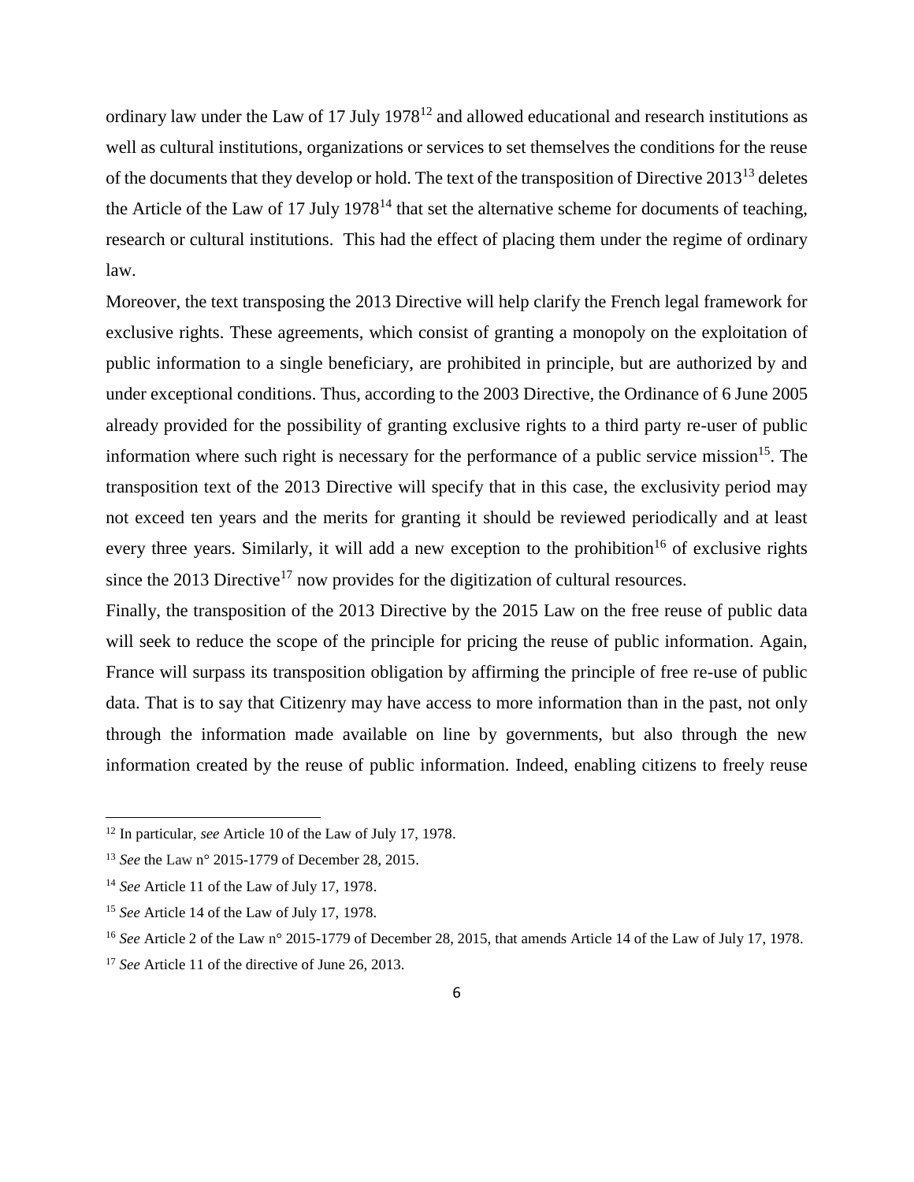ordinary law under the Law of 17 July 1978[12] and allowed educational and research institutions as well as cultural institutions, organizations or services to set themselves the conditions for the reuse of the documents that they develop or hold. The text of the transposition of Directive 2013[13] deletes the Article of the Law of 17 July 1978[14] that set the alternative scheme for documents of teaching, research or cultural institutions. This had the effect of placing them under the regime of ordinary law.

Moreover, the text transposing the 2013 Directive will help clarify the French legal framework for exclusive rights. These agreements, which consist of granting a monopoly on the exploitation of public information to a single beneficiary, are prohibited in principle, but are authorized by and under exceptional conditions. Thus, according to the 2003 Directive, the Ordinance of 6 June 2005 already provided for the possibility of granting exclusive rights to a third party re-user of public information where such right is necessary for the performance of a public service mission[15]. The transposition text of the 2013 Directive will specify that in this case, the exclusivity period may not exceed ten years and the merits for granting it should be reviewed periodically and at least every three years. Similarly, it will add a new exception to the prohibition[16] of exclusive rights since the 2013 Directive[17] now provides for the digitization of cultural resources.

Finally, the transposition of the 2013 Directive by the 2015 Law on the free reuse of public data will seek to reduce the scope of the principle for pricing the reuse of public information. Again, France will surpass its transposition obligation by affirming the principle of free re-use of public data. That is to say that Citizenry may have access to more information than in the past, not only through the information made available on line by governments, but also through the new information created by the reuse of public information. Indeed, enabling citizens to freely reuse

---

[12] In particular, *see* Article 10 of the Law of July 17, 1978.

[13] *See* the Law n° 2015-1779 of December 28, 2015.

[14] *See* Article 11 of the Law of July 17, 1978.

[15] *See* Article 14 of the Law of July 17, 1978.

[16] *See* Article 2 of the Law n° 2015-1779 of December 28, 2015, that amends Article 14 of the Law of July 17, 1978.

[17] *See* Article 11 of the directive of June 26, 2013.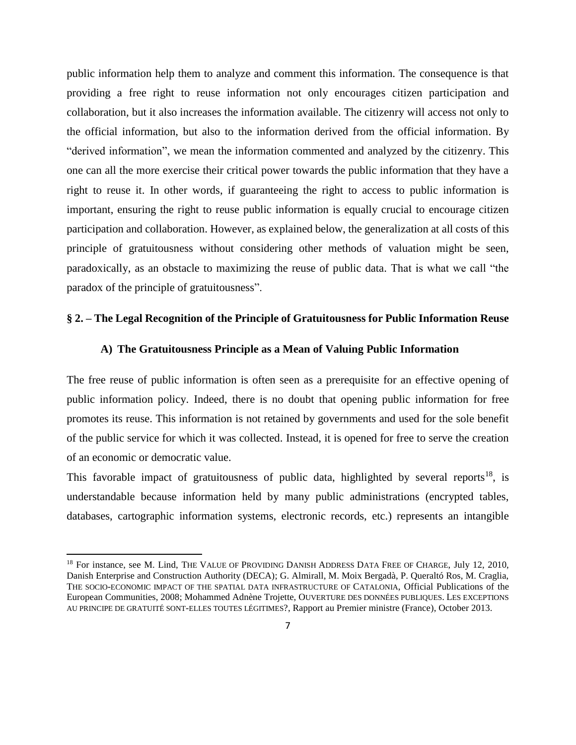public information help them to analyze and comment this information. The consequence is that providing a free right to reuse information not only encourages citizen participation and collaboration, but it also increases the information available. The citizenry will access not only to the official information, but also to the information derived from the official information. By "derived information", we mean the information commented and analyzed by the citizenry. This one can all the more exercise their critical power towards the public information that they have a right to reuse it. In other words, if guaranteeing the right to access to public information is important, ensuring the right to reuse public information is equally crucial to encourage citizen participation and collaboration. However, as explained below, the generalization at all costs of this principle of gratuitousness without considering other methods of valuation might be seen, paradoxically, as an obstacle to maximizing the reuse of public data. That is what we call "the paradox of the principle of gratuitousness".

## § 2. – The Legal Recognition of the Principle of Gratuitousness for Public Information Reuse

### A) The Gratuitousness Principle as a Mean of Valuing Public Information

The free reuse of public information is often seen as a prerequisite for an effective opening of public information policy. Indeed, there is no doubt that opening public information for free promotes its reuse. This information is not retained by governments and used for the sole benefit of the public service for which it was collected. Instead, it is opened for free to serve the creation of an economic or democratic value.

This favorable impact of gratuitousness of public data, highlighted by several reports[18], is understandable because information held by many public administrations (encrypted tables, databases, cartographic information systems, electronic records, etc.) represents an intangible

[18] For instance, see M. Lind, THE VALUE OF PROVIDING DANISH ADDRESS DATA FREE OF CHARGE, July 12, 2010, Danish Enterprise and Construction Authority (DECA); G. Almirall, M. Moix Bergadà, P. Queraltó Ros, M. Craglia, THE SOCIO-ECONOMIC IMPACT OF THE SPATIAL DATA INFRASTRUCTURE OF CATALONIA, Official Publications of the European Communities, 2008; Mohammed Adnène Trojette, OUVERTURE DES DONNÉES PUBLIQUES. LES EXCEPTIONS AU PRINCIPE DE GRATUITÉ SONT-ELLES TOUTES LÉGITIMES?, Rapport au Premier ministre (France), October 2013.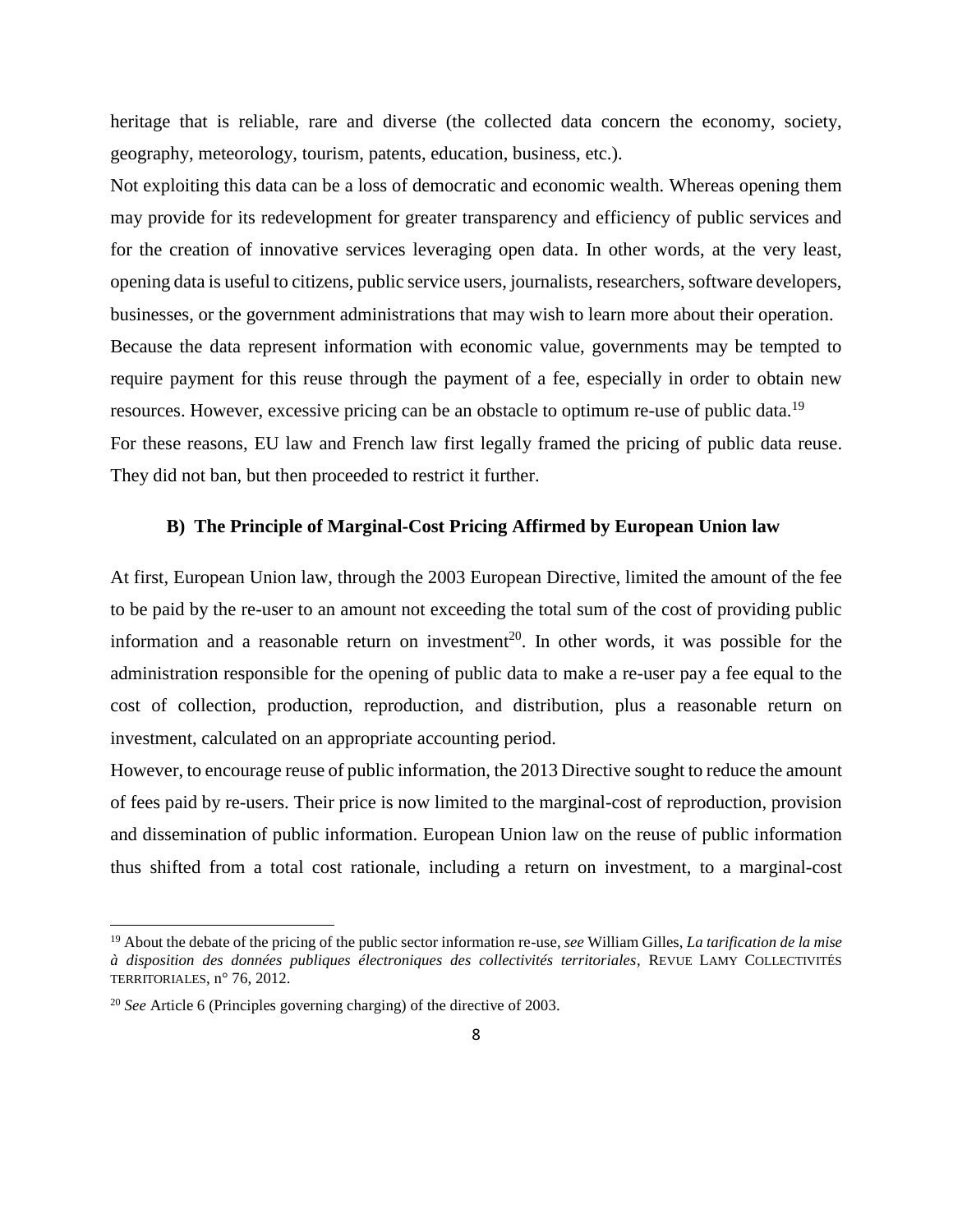heritage that is reliable, rare and diverse (the collected data concern the economy, society, geography, meteorology, tourism, patents, education, business, etc.).

Not exploiting this data can be a loss of democratic and economic wealth. Whereas opening them may provide for its redevelopment for greater transparency and efficiency of public services and for the creation of innovative services leveraging open data. In other words, at the very least, opening data is useful to citizens, public service users, journalists, researchers, software developers, businesses, or the government administrations that may wish to learn more about their operation.

Because the data represent information with economic value, governments may be tempted to require payment for this reuse through the payment of a fee, especially in order to obtain new resources. However, excessive pricing can be an obstacle to optimum re-use of public data.[19]

For these reasons, EU law and French law first legally framed the pricing of public data reuse. They did not ban, but then proceeded to restrict it further.

### B) The Principle of Marginal-Cost Pricing Affirmed by European Union law

At first, European Union law, through the 2003 European Directive, limited the amount of the fee to be paid by the re-user to an amount not exceeding the total sum of the cost of providing public information and a reasonable return on investment[20]. In other words, it was possible for the administration responsible for the opening of public data to make a re-user pay a fee equal to the cost of collection, production, reproduction, and distribution, plus a reasonable return on investment, calculated on an appropriate accounting period.

However, to encourage reuse of public information, the 2013 Directive sought to reduce the amount of fees paid by re-users. Their price is now limited to the marginal-cost of reproduction, provision and dissemination of public information. European Union law on the reuse of public information thus shifted from a total cost rationale, including a return on investment, to a marginal-cost

---

[19] About the debate of the pricing of the public sector information re-use, *see* William Gilles, *La tarification de la mise à disposition des données publiques électroniques des collectivités territoriales*, REVUE LAMY COLLECTIVITÉS TERRITORIALES, n° 76, 2012.

[20] *See* Article 6 (Principles governing charging) of the directive of 2003.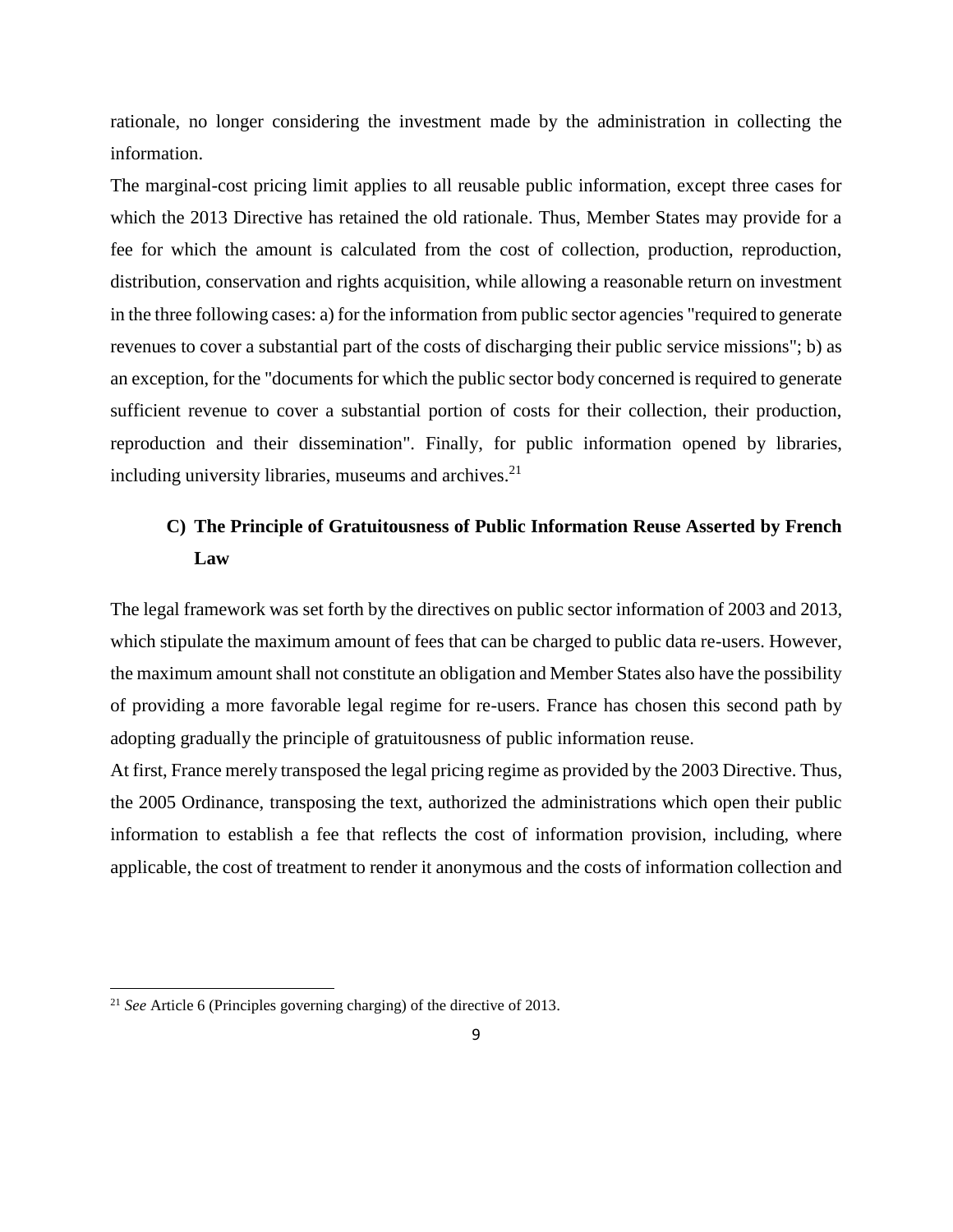rationale, no longer considering the investment made by the administration in collecting the information.

The marginal-cost pricing limit applies to all reusable public information, except three cases for which the 2013 Directive has retained the old rationale. Thus, Member States may provide for a fee for which the amount is calculated from the cost of collection, production, reproduction, distribution, conservation and rights acquisition, while allowing a reasonable return on investment in the three following cases: a) for the information from public sector agencies "required to generate revenues to cover a substantial part of the costs of discharging their public service missions"; b) as an exception, for the "documents for which the public sector body concerned is required to generate sufficient revenue to cover a substantial portion of costs for their collection, their production, reproduction and their dissemination". Finally, for public information opened by libraries, including university libraries, museums and archives.[21]

### C) The Principle of Gratuitousness of Public Information Reuse Asserted by French Law

The legal framework was set forth by the directives on public sector information of 2003 and 2013, which stipulate the maximum amount of fees that can be charged to public data re-users. However, the maximum amount shall not constitute an obligation and Member States also have the possibility of providing a more favorable legal regime for re-users. France has chosen this second path by adopting gradually the principle of gratuitousness of public information reuse.

At first, France merely transposed the legal pricing regime as provided by the 2003 Directive. Thus, the 2005 Ordinance, transposing the text, authorized the administrations which open their public information to establish a fee that reflects the cost of information provision, including, where applicable, the cost of treatment to render it anonymous and the costs of information collection and

[21] *See* Article 6 (Principles governing charging) of the directive of 2013.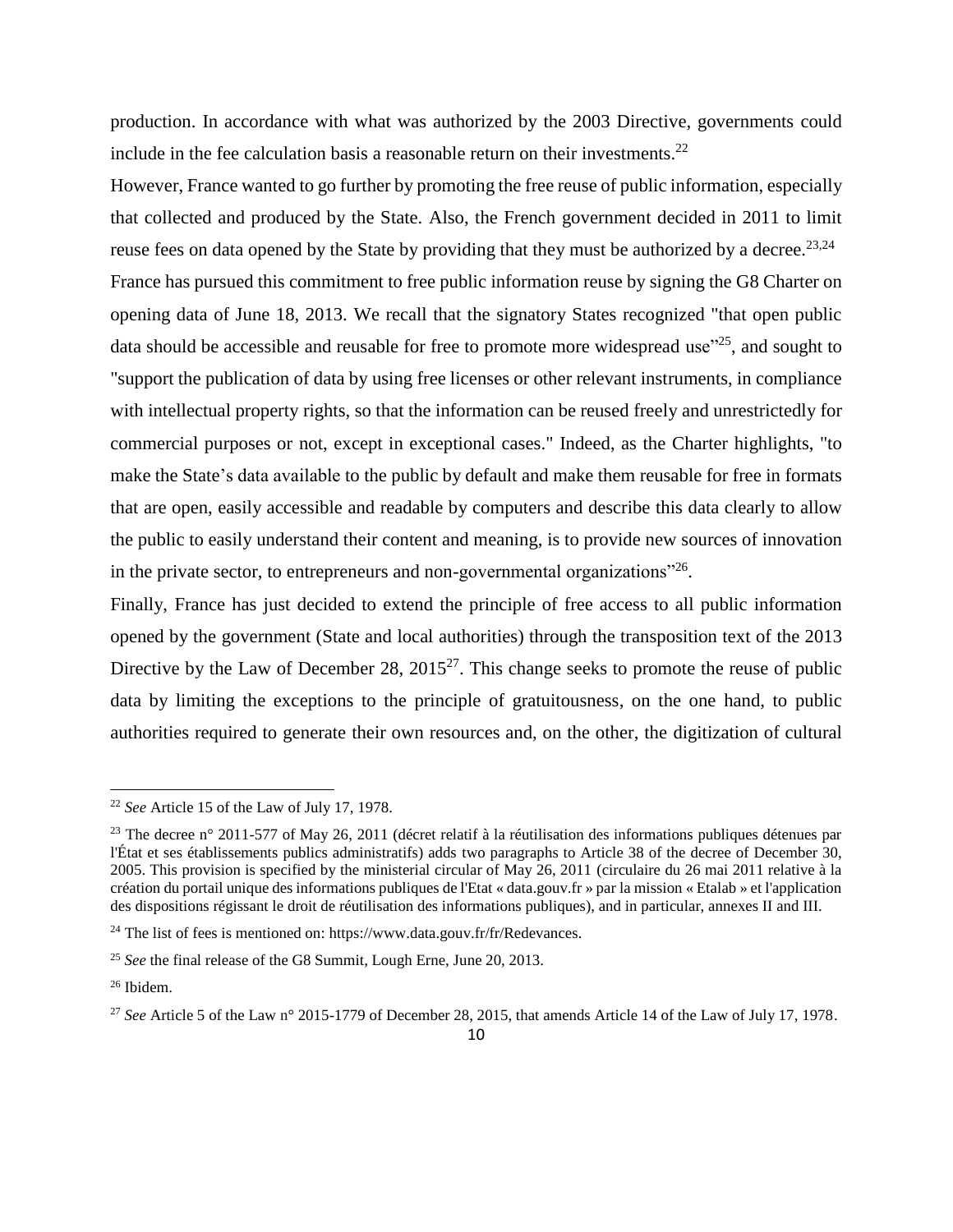production. In accordance with what was authorized by the 2003 Directive, governments could include in the fee calculation basis a reasonable return on their investments.[22]

However, France wanted to go further by promoting the free reuse of public information, especially that collected and produced by the State. Also, the French government decided in 2011 to limit reuse fees on data opened by the State by providing that they must be authorized by a decree.[23,24]

France has pursued this commitment to free public information reuse by signing the G8 Charter on opening data of June 18, 2013. We recall that the signatory States recognized "that open public data should be accessible and reusable for free to promote more widespread use"[25], and sought to "support the publication of data by using free licenses or other relevant instruments, in compliance with intellectual property rights, so that the information can be reused freely and unrestrictedly for commercial purposes or not, except in exceptional cases." Indeed, as the Charter highlights, "to make the State's data available to the public by default and make them reusable for free in formats that are open, easily accessible and readable by computers and describe this data clearly to allow the public to easily understand their content and meaning, is to provide new sources of innovation in the private sector, to entrepreneurs and non-governmental organizations"[26].

Finally, France has just decided to extend the principle of free access to all public information opened by the government (State and local authorities) through the transposition text of the 2013 Directive by the Law of December 28, 2015[27]. This change seeks to promote the reuse of public data by limiting the exceptions to the principle of gratuitousness, on the one hand, to public authorities required to generate their own resources and, on the other, the digitization of cultural

---

[22] *See* Article 15 of the Law of July 17, 1978.

[23] The decree n° 2011-577 of May 26, 2011 (décret relatif à la réutilisation des informations publiques détenues par l'État et ses établissements publics administratifs) adds two paragraphs to Article 38 of the decree of December 30, 2005. This provision is specified by the ministerial circular of May 26, 2011 (circulaire du 26 mai 2011 relative à la création du portail unique des informations publiques de l'Etat « data.gouv.fr » par la mission « Etalab » et l'application des dispositions régissant le droit de réutilisation des informations publiques), and in particular, annexes II and III.

[24] The list of fees is mentioned on: https://www.data.gouv.fr/fr/Redevances.

[25] *See* the final release of the G8 Summit, Lough Erne, June 20, 2013.

[26] Ibidem.

[27] *See* Article 5 of the Law n° 2015-1779 of December 28, 2015, that amends Article 14 of the Law of July 17, 1978.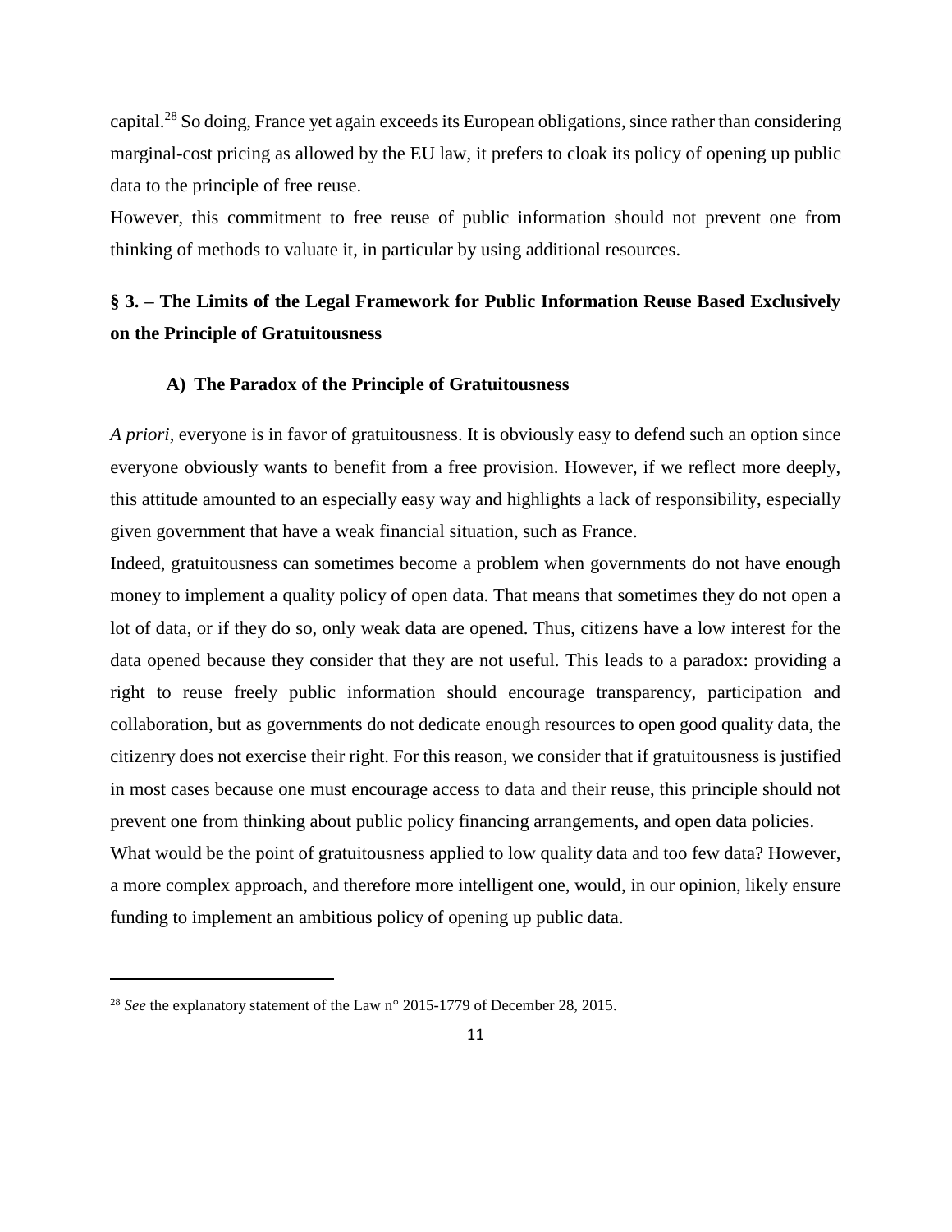capital.[28] So doing, France yet again exceeds its European obligations, since rather than considering marginal-cost pricing as allowed by the EU law, it prefers to cloak its policy of opening up public data to the principle of free reuse.

However, this commitment to free reuse of public information should not prevent one from thinking of methods to valuate it, in particular by using additional resources.

## § 3. – The Limits of the Legal Framework for Public Information Reuse Based Exclusively on the Principle of Gratuitousness

### A) The Paradox of the Principle of Gratuitousness

*A priori*, everyone is in favor of gratuitousness. It is obviously easy to defend such an option since everyone obviously wants to benefit from a free provision. However, if we reflect more deeply, this attitude amounted to an especially easy way and highlights a lack of responsibility, especially given government that have a weak financial situation, such as France.

Indeed, gratuitousness can sometimes become a problem when governments do not have enough money to implement a quality policy of open data. That means that sometimes they do not open a lot of data, or if they do so, only weak data are opened. Thus, citizens have a low interest for the data opened because they consider that they are not useful. This leads to a paradox: providing a right to reuse freely public information should encourage transparency, participation and collaboration, but as governments do not dedicate enough resources to open good quality data, the citizenry does not exercise their right. For this reason, we consider that if gratuitousness is justified in most cases because one must encourage access to data and their reuse, this principle should not prevent one from thinking about public policy financing arrangements, and open data policies.

What would be the point of gratuitousness applied to low quality data and too few data? However, a more complex approach, and therefore more intelligent one, would, in our opinion, likely ensure funding to implement an ambitious policy of opening up public data.

---

[28] *See* the explanatory statement of the Law n° 2015-1779 of December 28, 2015.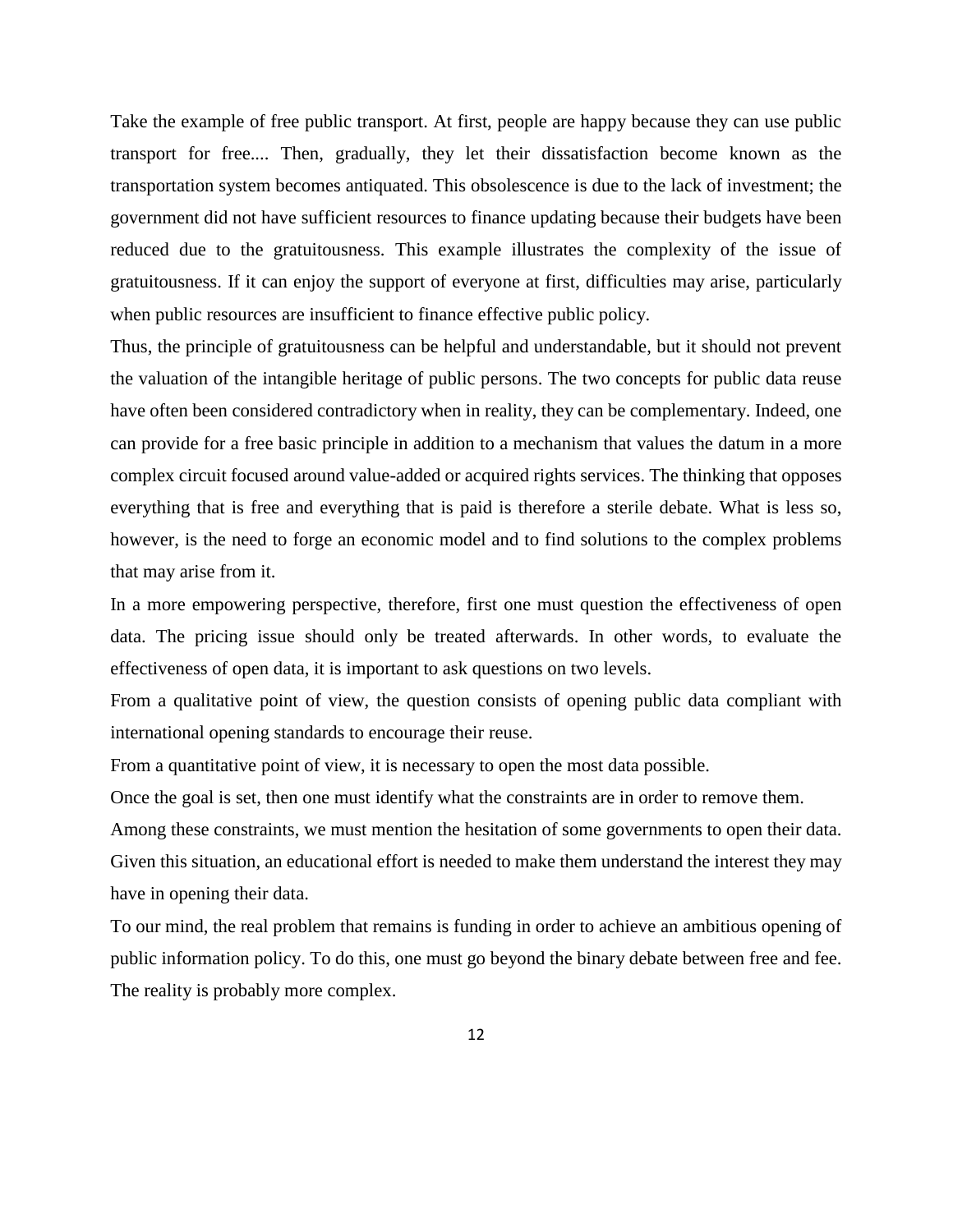Take the example of free public transport. At first, people are happy because they can use public transport for free.... Then, gradually, they let their dissatisfaction become known as the transportation system becomes antiquated. This obsolescence is due to the lack of investment; the government did not have sufficient resources to finance updating because their budgets have been reduced due to the gratuitousness. This example illustrates the complexity of the issue of gratuitousness. If it can enjoy the support of everyone at first, difficulties may arise, particularly when public resources are insufficient to finance effective public policy.

Thus, the principle of gratuitousness can be helpful and understandable, but it should not prevent the valuation of the intangible heritage of public persons. The two concepts for public data reuse have often been considered contradictory when in reality, they can be complementary. Indeed, one can provide for a free basic principle in addition to a mechanism that values the datum in a more complex circuit focused around value-added or acquired rights services. The thinking that opposes everything that is free and everything that is paid is therefore a sterile debate. What is less so, however, is the need to forge an economic model and to find solutions to the complex problems that may arise from it.

In a more empowering perspective, therefore, first one must question the effectiveness of open data. The pricing issue should only be treated afterwards. In other words, to evaluate the effectiveness of open data, it is important to ask questions on two levels.

From a qualitative point of view, the question consists of opening public data compliant with international opening standards to encourage their reuse.

From a quantitative point of view, it is necessary to open the most data possible.

Once the goal is set, then one must identify what the constraints are in order to remove them.

Among these constraints, we must mention the hesitation of some governments to open their data. Given this situation, an educational effort is needed to make them understand the interest they may have in opening their data.

To our mind, the real problem that remains is funding in order to achieve an ambitious opening of public information policy. To do this, one must go beyond the binary debate between free and fee. The reality is probably more complex.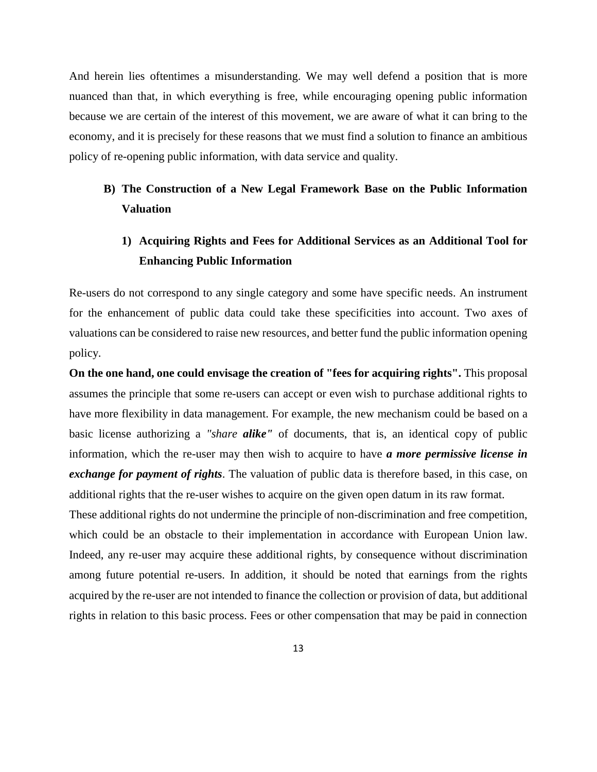And herein lies oftentimes a misunderstanding. We may well defend a position that is more nuanced than that, in which everything is free, while encouraging opening public information because we are certain of the interest of this movement, we are aware of what it can bring to the economy, and it is precisely for these reasons that we must find a solution to finance an ambitious policy of re-opening public information, with data service and quality.

## B) The Construction of a New Legal Framework Base on the Public Information Valuation

### 1) Acquiring Rights and Fees for Additional Services as an Additional Tool for Enhancing Public Information

Re-users do not correspond to any single category and some have specific needs. An instrument for the enhancement of public data could take these specificities into account. Two axes of valuations can be considered to raise new resources, and better fund the public information opening policy.

**On the one hand, one could envisage the creation of "fees for acquiring rights".** This proposal assumes the principle that some re-users can accept or even wish to purchase additional rights to have more flexibility in data management. For example, the new mechanism could be based on a basic license authorizing a *"share **alike**"* of documents, that is, an identical copy of public information, which the re-user may then wish to acquire to have ***a more permissive license in exchange for payment of rights***. The valuation of public data is therefore based, in this case, on additional rights that the re-user wishes to acquire on the given open datum in its raw format.

These additional rights do not undermine the principle of non-discrimination and free competition, which could be an obstacle to their implementation in accordance with European Union law. Indeed, any re-user may acquire these additional rights, by consequence without discrimination among future potential re-users. In addition, it should be noted that earnings from the rights acquired by the re-user are not intended to finance the collection or provision of data, but additional rights in relation to this basic process. Fees or other compensation that may be paid in connection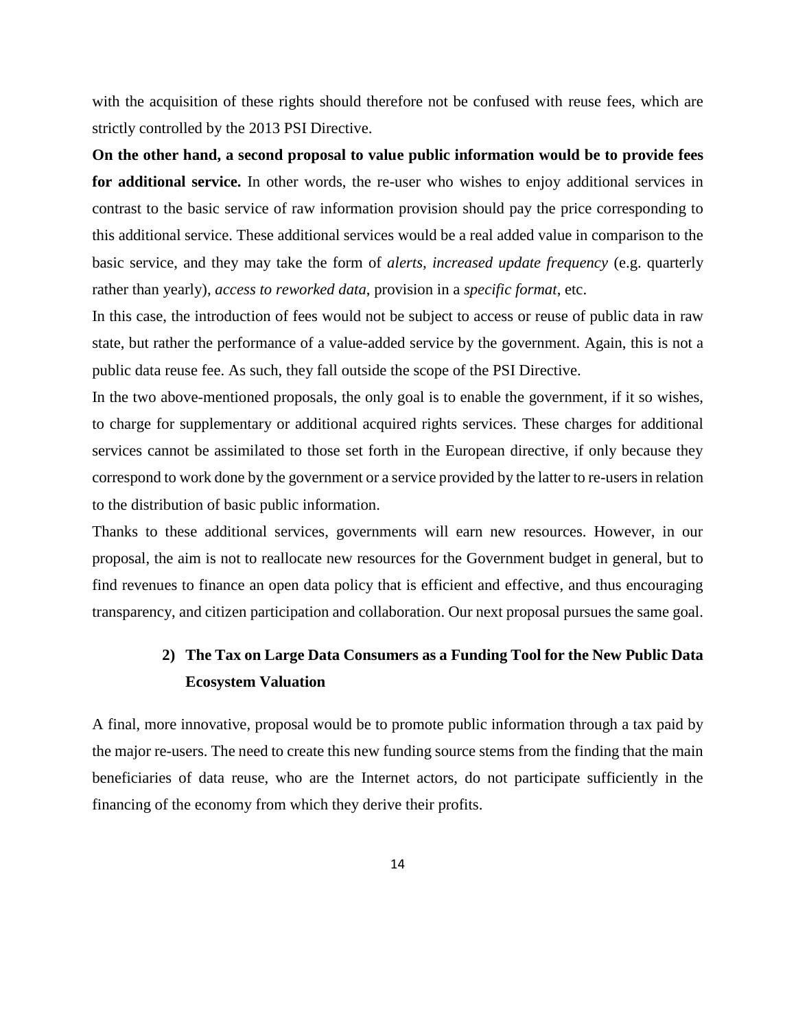with the acquisition of these rights should therefore not be confused with reuse fees, which are strictly controlled by the 2013 PSI Directive.

**On the other hand, a second proposal to value public information would be to provide fees for additional service.** In other words, the re-user who wishes to enjoy additional services in contrast to the basic service of raw information provision should pay the price corresponding to this additional service. These additional services would be a real added value in comparison to the basic service, and they may take the form of *alerts*, *increased update frequency* (e.g. quarterly rather than yearly), *access to reworked data*, provision in a *specific format*, etc.

In this case, the introduction of fees would not be subject to access or reuse of public data in raw state, but rather the performance of a value-added service by the government. Again, this is not a public data reuse fee. As such, they fall outside the scope of the PSI Directive.

In the two above-mentioned proposals, the only goal is to enable the government, if it so wishes, to charge for supplementary or additional acquired rights services. These charges for additional services cannot be assimilated to those set forth in the European directive, if only because they correspond to work done by the government or a service provided by the latter to re-users in relation to the distribution of basic public information.

Thanks to these additional services, governments will earn new resources. However, in our proposal, the aim is not to reallocate new resources for the Government budget in general, but to find revenues to finance an open data policy that is efficient and effective, and thus encouraging transparency, and citizen participation and collaboration. Our next proposal pursues the same goal.

### 2) The Tax on Large Data Consumers as a Funding Tool for the New Public Data Ecosystem Valuation

A final, more innovative, proposal would be to promote public information through a tax paid by the major re-users. The need to create this new funding source stems from the finding that the main beneficiaries of data reuse, who are the Internet actors, do not participate sufficiently in the financing of the economy from which they derive their profits.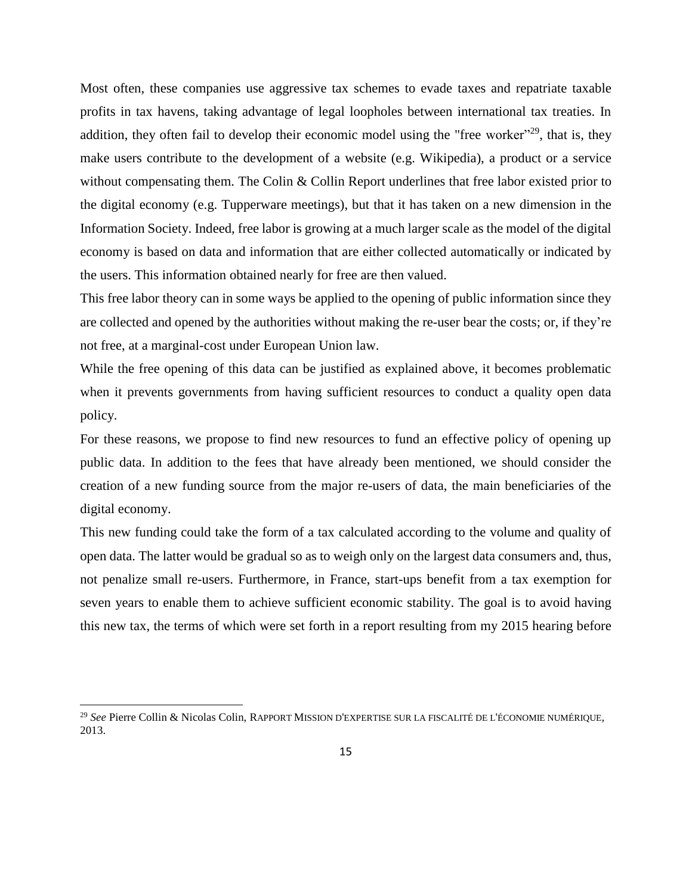Most often, these companies use aggressive tax schemes to evade taxes and repatriate taxable profits in tax havens, taking advantage of legal loopholes between international tax treaties. In addition, they often fail to develop their economic model using the "free worker"[29], that is, they make users contribute to the development of a website (e.g. Wikipedia), a product or a service without compensating them. The Colin & Collin Report underlines that free labor existed prior to the digital economy (e.g. Tupperware meetings), but that it has taken on a new dimension in the Information Society. Indeed, free labor is growing at a much larger scale as the model of the digital economy is based on data and information that are either collected automatically or indicated by the users. This information obtained nearly for free are then valued.

This free labor theory can in some ways be applied to the opening of public information since they are collected and opened by the authorities without making the re-user bear the costs; or, if they're not free, at a marginal-cost under European Union law.

While the free opening of this data can be justified as explained above, it becomes problematic when it prevents governments from having sufficient resources to conduct a quality open data policy.

For these reasons, we propose to find new resources to fund an effective policy of opening up public data. In addition to the fees that have already been mentioned, we should consider the creation of a new funding source from the major re-users of data, the main beneficiaries of the digital economy.

This new funding could take the form of a tax calculated according to the volume and quality of open data. The latter would be gradual so as to weigh only on the largest data consumers and, thus, not penalize small re-users. Furthermore, in France, start-ups benefit from a tax exemption for seven years to enable them to achieve sufficient economic stability. The goal is to avoid having this new tax, the terms of which were set forth in a report resulting from my 2015 hearing before

---

[29] *See* Pierre Collin & Nicolas Colin, RAPPORT MISSION D'EXPERTISE SUR LA FISCALITÉ DE L'ÉCONOMIE NUMÉRIQUE, 2013.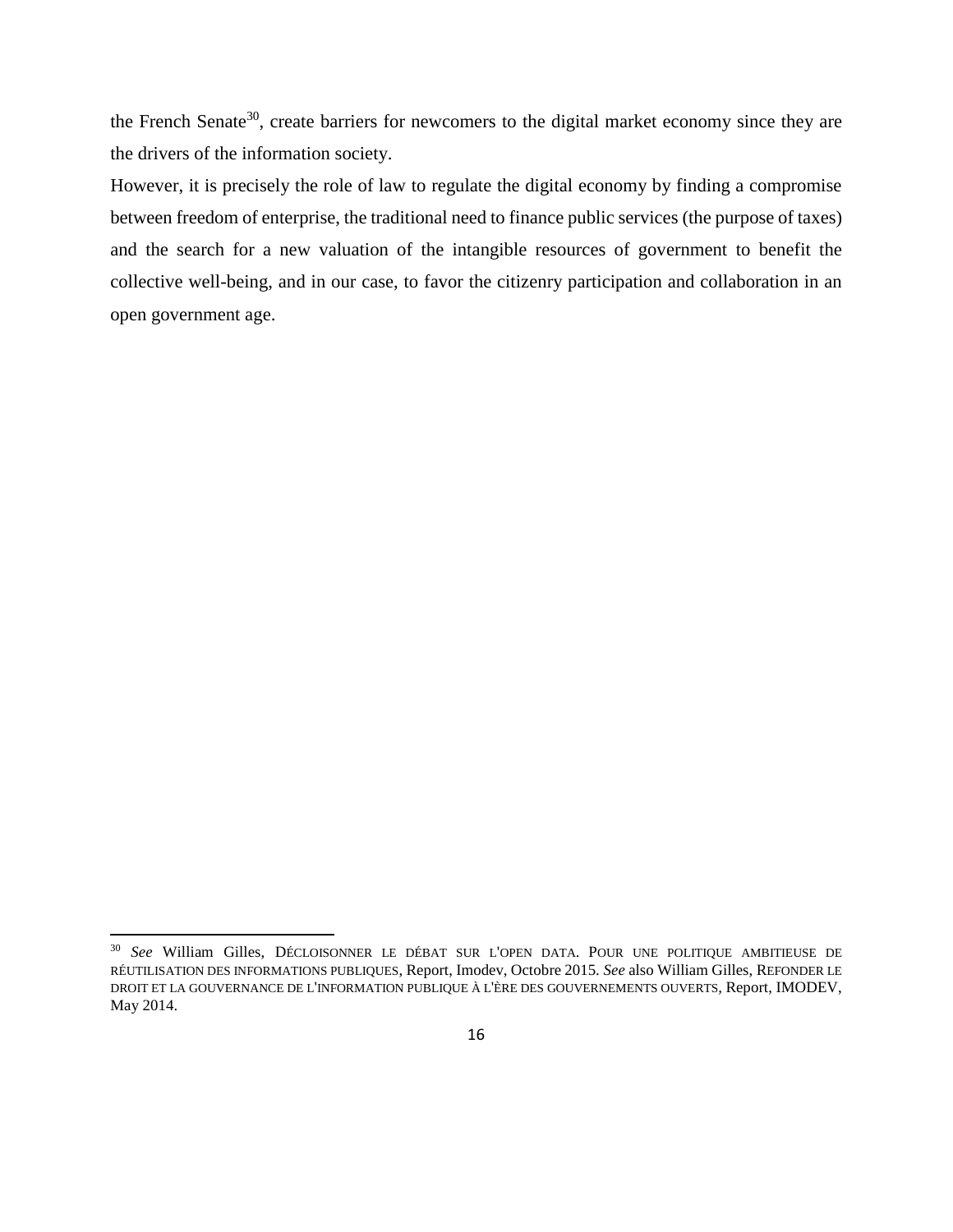the French Senate[30], create barriers for newcomers to the digital market economy since they are the drivers of the information society.

However, it is precisely the role of law to regulate the digital economy by finding a compromise between freedom of enterprise, the traditional need to finance public services (the purpose of taxes) and the search for a new valuation of the intangible resources of government to benefit the collective well-being, and in our case, to favor the citizenry participation and collaboration in an open government age.

---

[30] *See* William Gilles, DÉCLOISONNER LE DÉBAT SUR L'OPEN DATA. POUR UNE POLITIQUE AMBITIEUSE DE RÉUTILISATION DES INFORMATIONS PUBLIQUES, Report, Imodev, Octobre 2015. *See* also William Gilles, REFONDER LE DROIT ET LA GOUVERNANCE DE L'INFORMATION PUBLIQUE À L'ÈRE DES GOUVERNEMENTS OUVERTS, Report, IMODEV, May 2014.